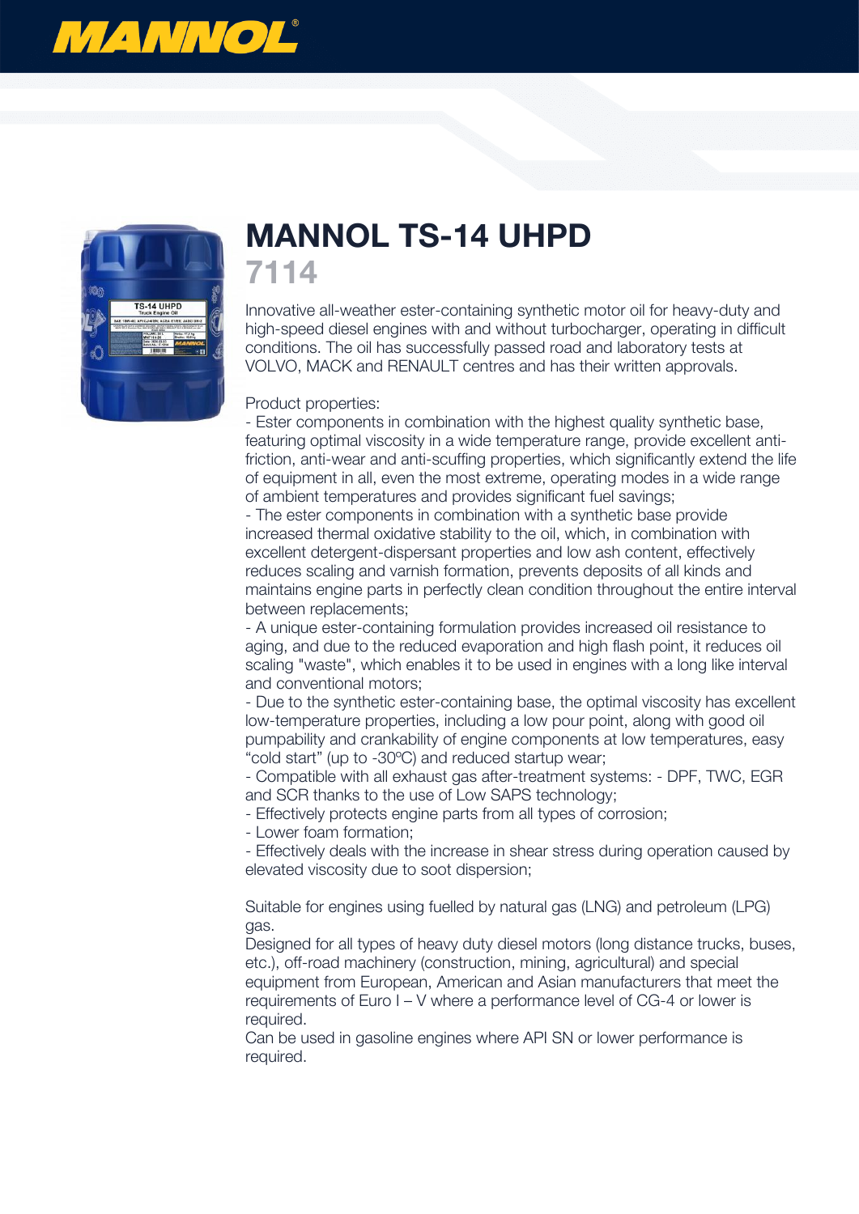# MANNOL TS-14 UHPD

## 7114

Innovative all-weather ester-containing synthetic motor oil for heavy-duty and high-speed diesel engines with and without turbocharger, operating in difficult conditions. The oil has successfully passed road and laboratory tests at VOLVO, MACK and RENAULT centres and has their written approvals.

Product properties:
- Ester components in combination with the highest quality synthetic base, featuring optimal viscosity in a wide temperature range, provide excellent anti-friction, anti-wear and anti-scuffing properties, which significantly extend the life of equipment in all, even the most extreme, operating modes in a wide range of ambient temperatures and provides significant fuel savings;
- The ester components in combination with a synthetic base provide increased thermal oxidative stability to the oil, which, in combination with excellent detergent-dispersant properties and low ash content, effectively reduces scaling and varnish formation, prevents deposits of all kinds and maintains engine parts in perfectly clean condition throughout the entire interval between replacements;
- A unique ester-containing formulation provides increased oil resistance to aging, and due to the reduced evaporation and high flash point, it reduces oil scaling "waste", which enables it to be used in engines with a long like interval and conventional motors;
- Due to the synthetic ester-containing base, the optimal viscosity has excellent low-temperature properties, including a low pour point, along with good oil pumpability and crankability of engine components at low temperatures, easy "cold start" (up to -30ºC) and reduced startup wear;
- Compatible with all exhaust gas after-treatment systems: - DPF, TWC, EGR and SCR thanks to the use of Low SAPS technology;
- Effectively protects engine parts from all types of corrosion;
- Lower foam formation;
- Effectively deals with the increase in shear stress during operation caused by elevated viscosity due to soot dispersion;

Suitable for engines using fuelled by natural gas (LNG) and petroleum (LPG) gas.
Designed for all types of heavy duty diesel motors (long distance trucks, buses, etc.), off-road machinery (construction, mining, agricultural) and special equipment from European, American and Asian manufacturers that meet the requirements of Euro I – V where a performance level of CG-4 or lower is required.
Can be used in gasoline engines where API SN or lower performance is required.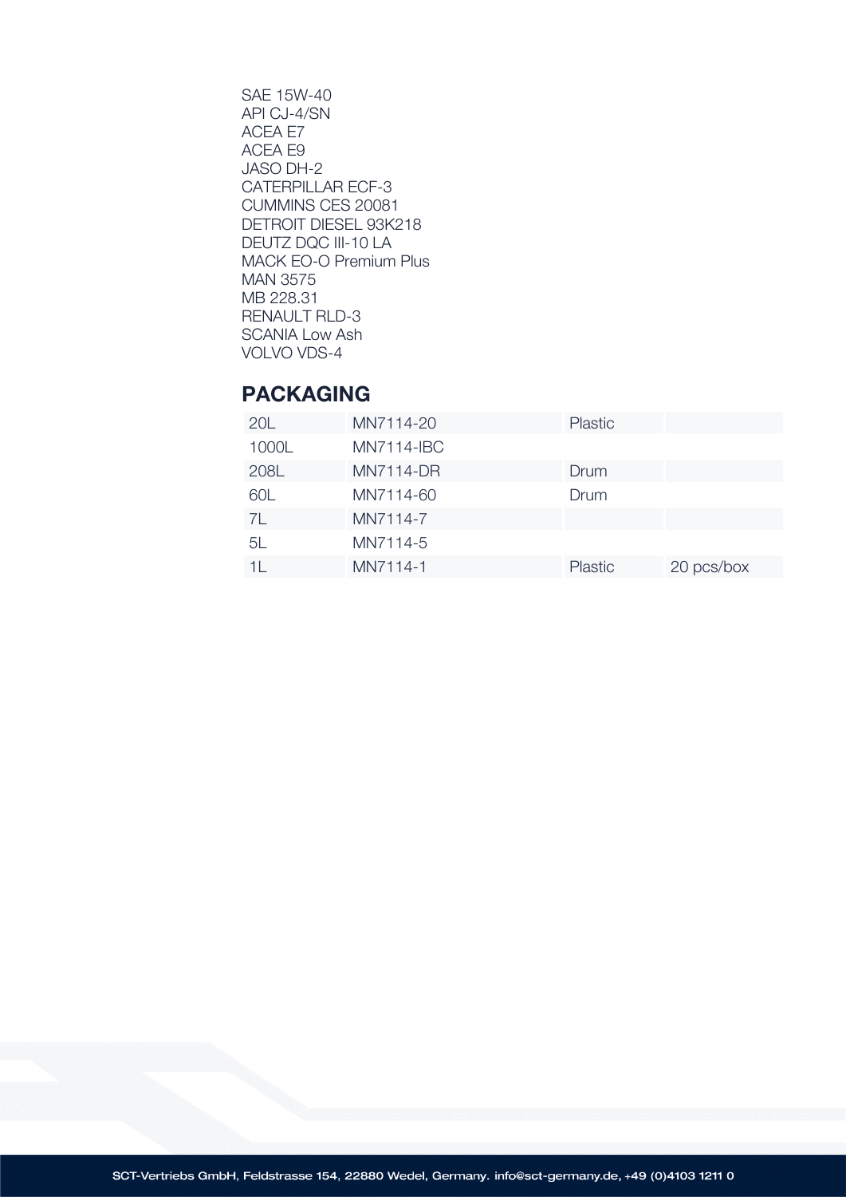SAE 15W-40
API CJ-4/SN
ACEA E7
ACEA E9
JASO DH-2
CATERPILLAR ECF-3
CUMMINS CES 20081
DETROIT DIESEL 93K218
DEUTZ DQC III-10 LA
MACK EO-O Premium Plus
MAN 3575
MB 228.31
RENAULT RLD-3
SCANIA Low Ash
VOLVO VDS-4

## PACKAGING

| | | | |
|---|---|---|---|
| 20L | MN7114-20 | Plastic | |
| 1000L | MN7114-IBC | | |
| 208L | MN7114-DR | Drum | |
| 60L | MN7114-60 | Drum | |
| 7L | MN7114-7 | | |
| 5L | MN7114-5 | | |
| 1L | MN7114-1 | Plastic | 20 pcs/box |

SCT-Vertriebs GmbH, Feldstrasse 154, 22880 Wedel, Germany. info@sct-germany.de, +49 (0)4103 1211 0